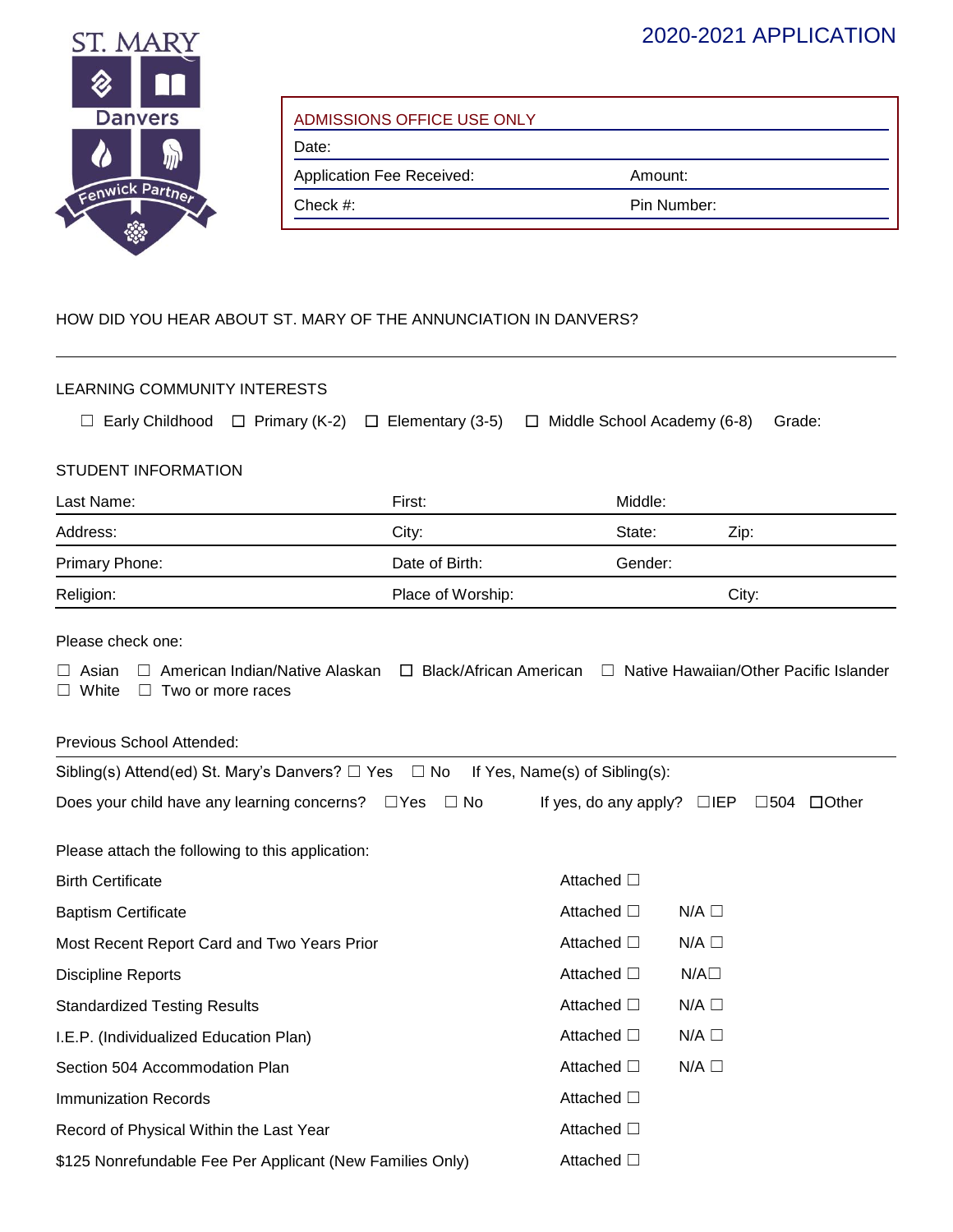ST. MARY

Danvers

Fenwick Partner

# 2020-2021 APPLICATION

| ADMISSIONS OFFICE USE ONLY | |
|---|---|
| Date: | |
| Application Fee Received: | Amount: |
| Check #: | Pin Number: |

HOW DID YOU HEAR ABOUT ST. MARY OF THE ANNUNCIATION IN DANVERS?

---

LEARNING COMMUNITY INTERESTS

☐ Early Childhood ☐ Primary (K-2) ☐ Elementary (3-5) ☐ Middle School Academy (6-8) Grade:

STUDENT INFORMATION

| Last Name: | First: | Middle: | |
|---|---|---|---|
| Address: | City: | State: | Zip: |
| Primary Phone: | Date of Birth: | Gender: | |
| Religion: | Place of Worship: | | City: |

Please check one:

☐ Asian ☐ American Indian/Native Alaskan ☐ Black/African American ☐ Native Hawaiian/Other Pacific Islander
☐ White ☐ Two or more races

Previous School Attended:

Sibling(s) Attend(ed) St. Mary's Danvers? ☐ Yes ☐ No If Yes, Name(s) of Sibling(s):

Does your child have any learning concerns? ☐Yes ☐ No If yes, do any apply? ☐IEP ☐504 ☐Other

Please attach the following to this application:

| Document | Attached | N/A |
|---|---|---|
| Birth Certificate | Attached ☐ | |
| Baptism Certificate | Attached ☐ | N/A ☐ |
| Most Recent Report Card and Two Years Prior | Attached ☐ | N/A ☐ |
| Discipline Reports | Attached ☐ | N/A☐ |
| Standardized Testing Results | Attached ☐ | N/A ☐ |
| I.E.P. (Individualized Education Plan) | Attached ☐ | N/A ☐ |
| Section 504 Accommodation Plan | Attached ☐ | N/A ☐ |
| Immunization Records | Attached ☐ | |
| Record of Physical Within the Last Year | Attached ☐ | |
| $125 Nonrefundable Fee Per Applicant (New Families Only) | Attached ☐ | |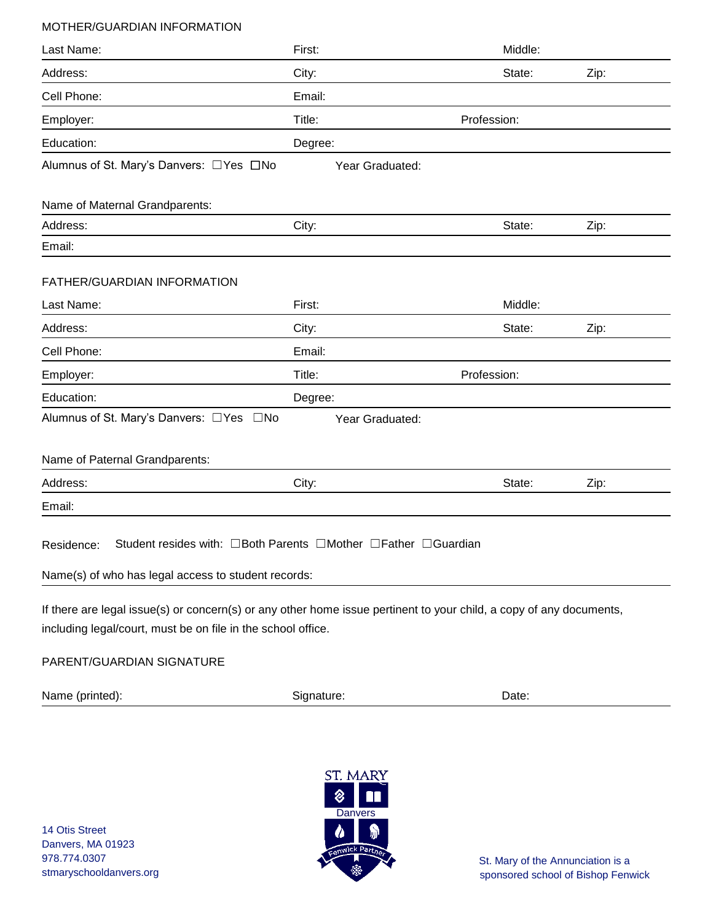MOTHER/GUARDIAN INFORMATION

Last Name: First: Middle:

Address: City: State: Zip:

Cell Phone: Email:

Employer: Title: Profession:

Education: Degree:

Alumnus of St. Mary's Danvers: ☐Yes ☐No Year Graduated:

Name of Maternal Grandparents:

Address: City: State: Zip:

Email:

FATHER/GUARDIAN INFORMATION

Last Name: First: Middle:

Address: City: State: Zip:

Cell Phone: Email:

Employer: Title: Profession:

Education: Degree:

Alumnus of St. Mary's Danvers: ☐Yes ☐No Year Graduated:

Name of Paternal Grandparents:

Address: City: State: Zip:

Email:

Residence: Student resides with: ☐Both Parents ☐Mother ☐Father ☐Guardian

Name(s) of who has legal access to student records:

If there are legal issue(s) or concern(s) or any other home issue pertinent to your child, a copy of any documents, including legal/court, must be on file in the school office.

PARENT/GUARDIAN SIGNATURE

Name (printed): Signature: Date:

14 Otis Street
Danvers, MA 01923
978.774.0307
stmaryschooldanvers.org

ST. MARY
Danvers
Fenwick Partner

St. Mary of the Annunciation is a sponsored school of Bishop Fenwick